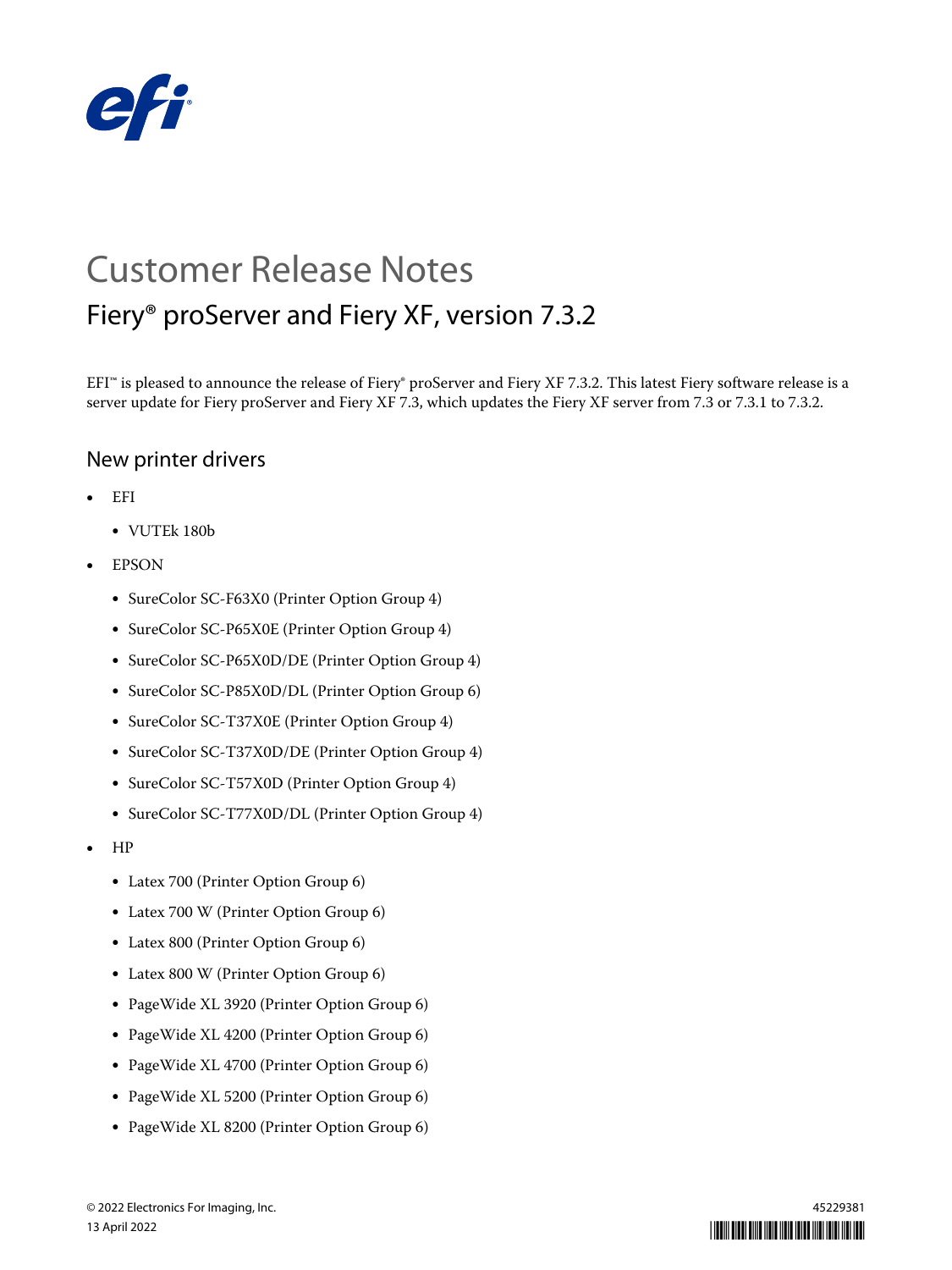# Customer Release Notes

## Fiery® proServer and Fiery XF, version 7.3.2

EFI™ is pleased to announce the release of Fiery® proServer and Fiery XF 7.3.2. This latest Fiery software release is a server update for Fiery proServer and Fiery XF 7.3, which updates the Fiery XF server from 7.3 or 7.3.1 to 7.3.2.

## New printer drivers

- EFI
  - VUTEk 180b
- EPSON
  - SureColor SC-F63X0 (Printer Option Group 4)
  - SureColor SC-P65X0E (Printer Option Group 4)
  - SureColor SC-P65X0D/DE (Printer Option Group 4)
  - SureColor SC-P85X0D/DL (Printer Option Group 6)
  - SureColor SC-T37X0E (Printer Option Group 4)
  - SureColor SC-T37X0D/DE (Printer Option Group 4)
  - SureColor SC-T57X0D (Printer Option Group 4)
  - SureColor SC-T77X0D/DL (Printer Option Group 4)
- HP
  - Latex 700 (Printer Option Group 6)
  - Latex 700 W (Printer Option Group 6)
  - Latex 800 (Printer Option Group 6)
  - Latex 800 W (Printer Option Group 6)
  - PageWide XL 3920 (Printer Option Group 6)
  - PageWide XL 4200 (Printer Option Group 6)
  - PageWide XL 4700 (Printer Option Group 6)
  - PageWide XL 5200 (Printer Option Group 6)
  - PageWide XL 8200 (Printer Option Group 6)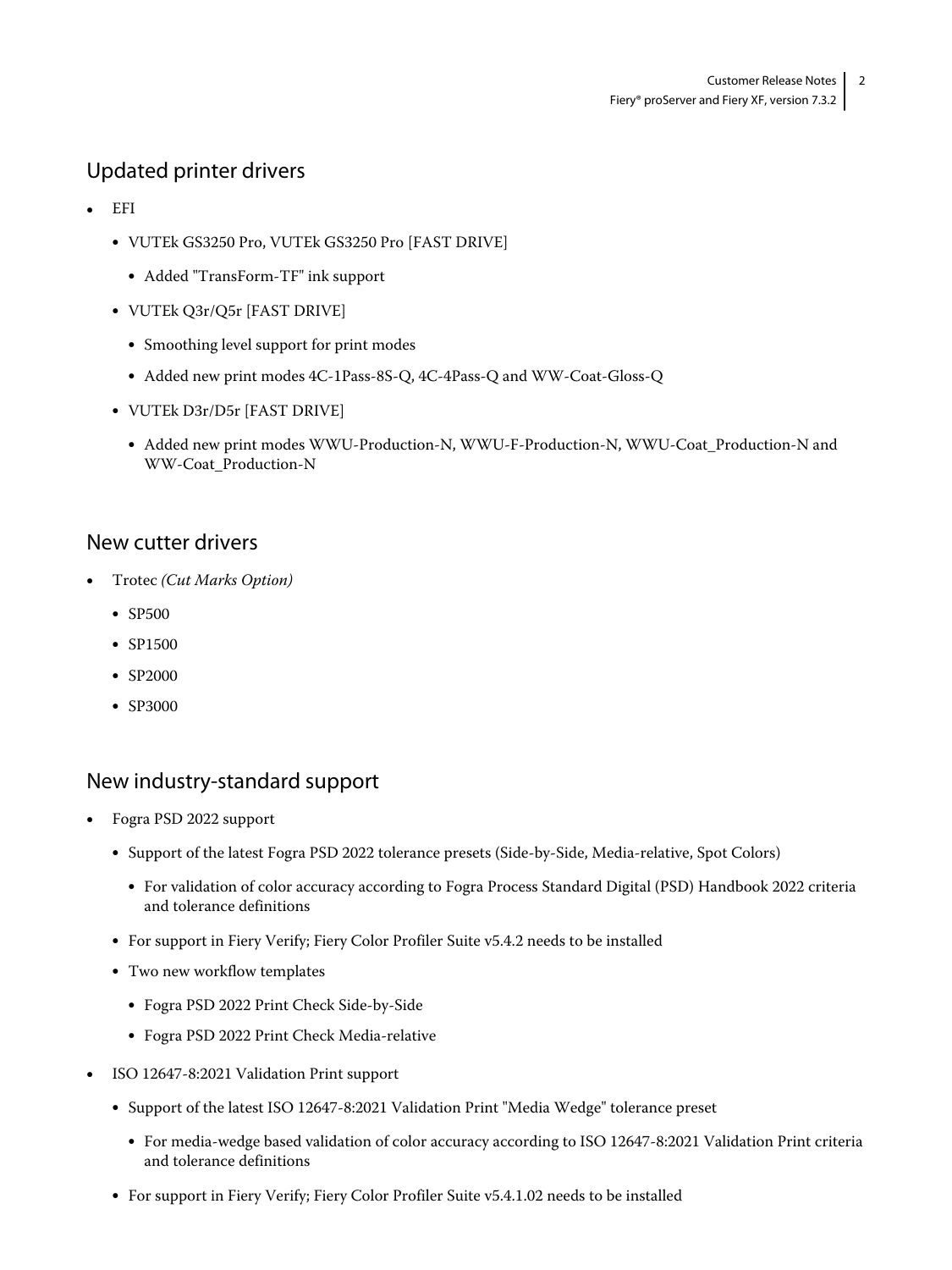## Updated printer drivers

- EFI
  - VUTEk GS3250 Pro, VUTEk GS3250 Pro [FAST DRIVE]
    - Added "TransForm-TF" ink support
  - VUTEk Q3r/Q5r [FAST DRIVE]
    - Smoothing level support for print modes
    - Added new print modes 4C-1Pass-8S-Q, 4C-4Pass-Q and WW-Coat-Gloss-Q
  - VUTEk D3r/D5r [FAST DRIVE]
    - Added new print modes WWU-Production-N, WWU-F-Production-N, WWU-Coat_Production-N and WW-Coat_Production-N

## New cutter drivers

- Trotec *(Cut Marks Option)*
  - SP500
  - SP1500
  - SP2000
  - SP3000

## New industry-standard support

- Fogra PSD 2022 support
  - Support of the latest Fogra PSD 2022 tolerance presets (Side-by-Side, Media-relative, Spot Colors)
    - For validation of color accuracy according to Fogra Process Standard Digital (PSD) Handbook 2022 criteria and tolerance definitions
  - For support in Fiery Verify; Fiery Color Profiler Suite v5.4.2 needs to be installed
  - Two new workflow templates
    - Fogra PSD 2022 Print Check Side-by-Side
    - Fogra PSD 2022 Print Check Media-relative
- ISO 12647-8:2021 Validation Print support
  - Support of the latest ISO 12647-8:2021 Validation Print "Media Wedge" tolerance preset
    - For media-wedge based validation of color accuracy according to ISO 12647-8:2021 Validation Print criteria and tolerance definitions
  - For support in Fiery Verify; Fiery Color Profiler Suite v5.4.1.02 needs to be installed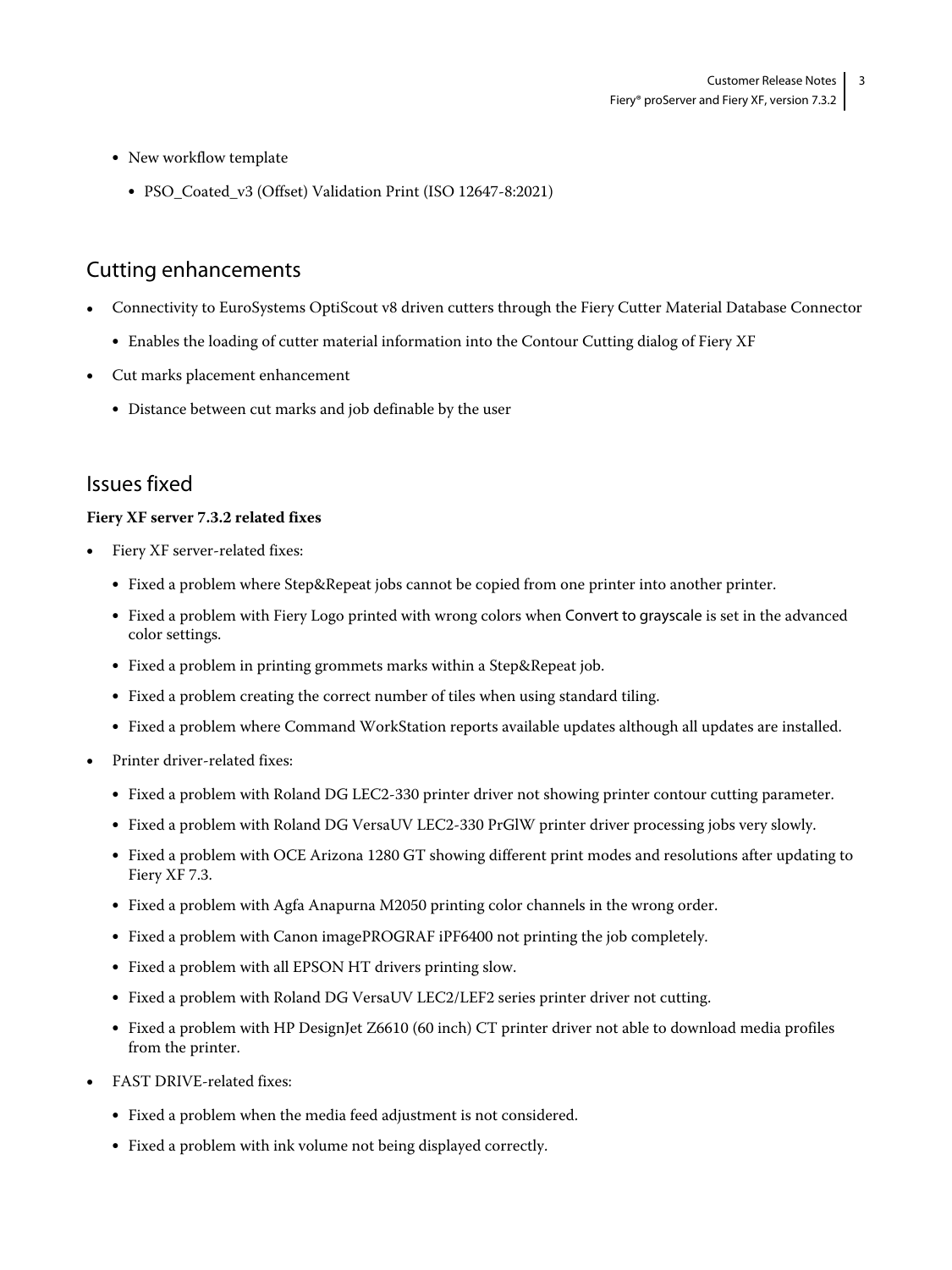- New workflow template
  - PSO_Coated_v3 (Offset) Validation Print (ISO 12647-8:2021)

## Cutting enhancements

- Connectivity to EuroSystems OptiScout v8 driven cutters through the Fiery Cutter Material Database Connector
  - Enables the loading of cutter material information into the Contour Cutting dialog of Fiery XF
- Cut marks placement enhancement
  - Distance between cut marks and job definable by the user

## Issues fixed

**Fiery XF server 7.3.2 related fixes**

- Fiery XF server-related fixes:
  - Fixed a problem where Step&Repeat jobs cannot be copied from one printer into another printer.
  - Fixed a problem with Fiery Logo printed with wrong colors when Convert to grayscale is set in the advanced color settings.
  - Fixed a problem in printing grommets marks within a Step&Repeat job.
  - Fixed a problem creating the correct number of tiles when using standard tiling.
  - Fixed a problem where Command WorkStation reports available updates although all updates are installed.
- Printer driver-related fixes:
  - Fixed a problem with Roland DG LEC2-330 printer driver not showing printer contour cutting parameter.
  - Fixed a problem with Roland DG VersaUV LEC2-330 PrGlW printer driver processing jobs very slowly.
  - Fixed a problem with OCE Arizona 1280 GT showing different print modes and resolutions after updating to Fiery XF 7.3.
  - Fixed a problem with Agfa Anapurna M2050 printing color channels in the wrong order.
  - Fixed a problem with Canon imagePROGRAF iPF6400 not printing the job completely.
  - Fixed a problem with all EPSON HT drivers printing slow.
  - Fixed a problem with Roland DG VersaUV LEC2/LEF2 series printer driver not cutting.
  - Fixed a problem with HP DesignJet Z6610 (60 inch) CT printer driver not able to download media profiles from the printer.
- FAST DRIVE-related fixes:
  - Fixed a problem when the media feed adjustment is not considered.
  - Fixed a problem with ink volume not being displayed correctly.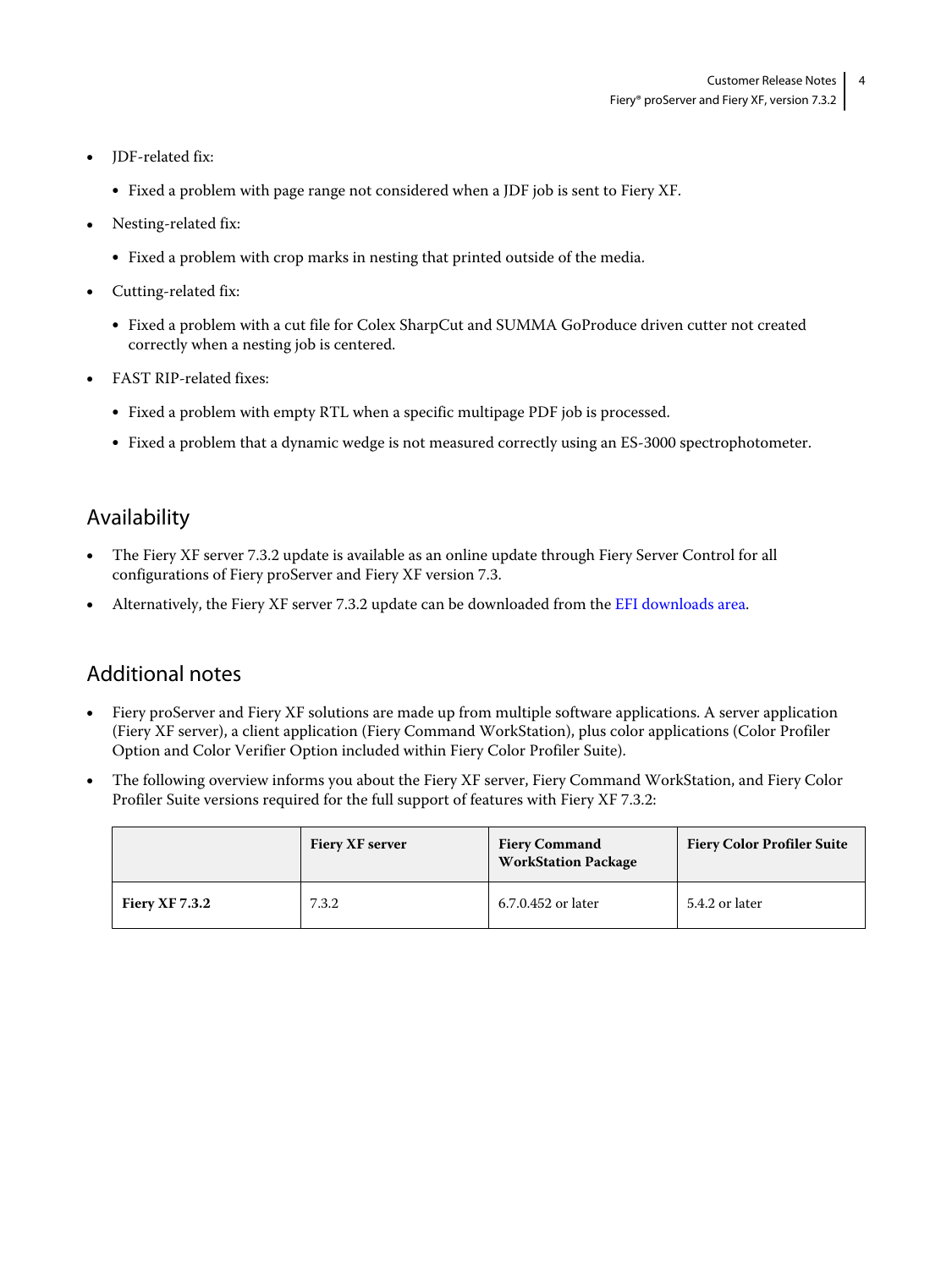- JDF-related fix:
  - Fixed a problem with page range not considered when a JDF job is sent to Fiery XF.
- Nesting-related fix:
  - Fixed a problem with crop marks in nesting that printed outside of the media.
- Cutting-related fix:
  - Fixed a problem with a cut file for Colex SharpCut and SUMMA GoProduce driven cutter not created correctly when a nesting job is centered.
- FAST RIP-related fixes:
  - Fixed a problem with empty RTL when a specific multipage PDF job is processed.
  - Fixed a problem that a dynamic wedge is not measured correctly using an ES-3000 spectrophotometer.

## Availability

- The Fiery XF server 7.3.2 update is available as an online update through Fiery Server Control for all configurations of Fiery proServer and Fiery XF version 7.3.
- Alternatively, the Fiery XF server 7.3.2 update can be downloaded from the EFI downloads area.

## Additional notes

- Fiery proServer and Fiery XF solutions are made up from multiple software applications. A server application (Fiery XF server), a client application (Fiery Command WorkStation), plus color applications (Color Profiler Option and Color Verifier Option included within Fiery Color Profiler Suite).
- The following overview informs you about the Fiery XF server, Fiery Command WorkStation, and Fiery Color Profiler Suite versions required for the full support of features with Fiery XF 7.3.2:

| | **Fiery XF server** | **Fiery Command WorkStation Package** | **Fiery Color Profiler Suite** |
|---|---|---|---|
| **Fiery XF 7.3.2** | 7.3.2 | 6.7.0.452 or later | 5.4.2 or later |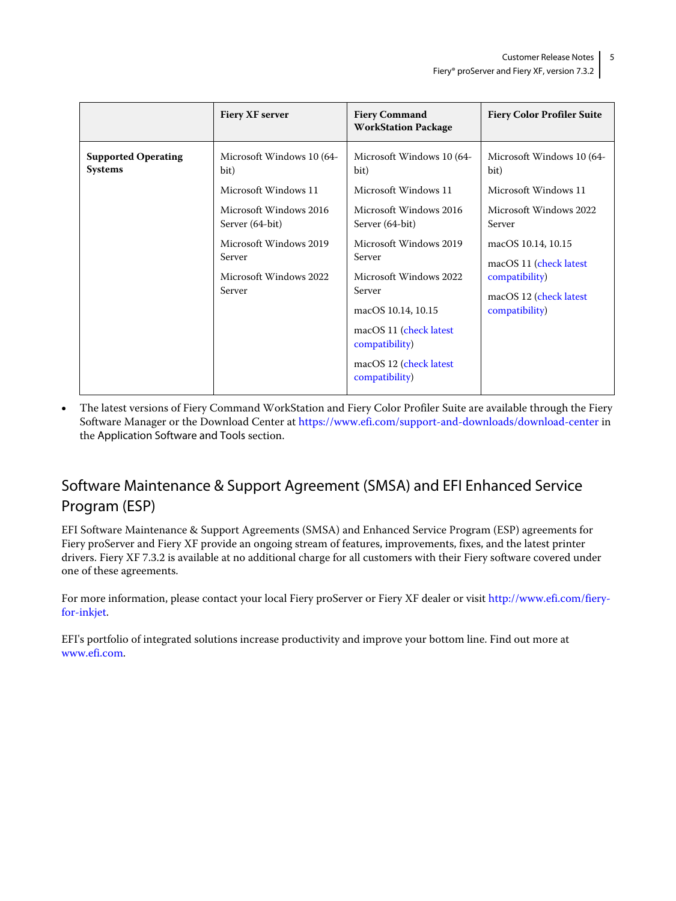| | Fiery XF server | Fiery Command WorkStation Package | Fiery Color Profiler Suite |
|---|---|---|---|
| **Supported Operating Systems** | Microsoft Windows 10 (64-bit)<br>Microsoft Windows 11<br>Microsoft Windows 2016 Server (64-bit)<br>Microsoft Windows 2019 Server<br>Microsoft Windows 2022 Server | Microsoft Windows 10 (64-bit)<br>Microsoft Windows 11<br>Microsoft Windows 2016 Server (64-bit)<br>Microsoft Windows 2019 Server<br>Microsoft Windows 2022 Server<br>macOS 10.14, 10.15<br>macOS 11 (check latest compatibility)<br>macOS 12 (check latest compatibility) | Microsoft Windows 10 (64-bit)<br>Microsoft Windows 11<br>Microsoft Windows 2022 Server<br>macOS 10.14, 10.15<br>macOS 11 (check latest compatibility)<br>macOS 12 (check latest compatibility) |

- The latest versions of Fiery Command WorkStation and Fiery Color Profiler Suite are available through the Fiery Software Manager or the Download Center at https://www.efi.com/support-and-downloads/download-center in the Application Software and Tools section.

## Software Maintenance & Support Agreement (SMSA) and EFI Enhanced Service Program (ESP)

EFI Software Maintenance & Support Agreements (SMSA) and Enhanced Service Program (ESP) agreements for Fiery proServer and Fiery XF provide an ongoing stream of features, improvements, fixes, and the latest printer drivers. Fiery XF 7.3.2 is available at no additional charge for all customers with their Fiery software covered under one of these agreements.

For more information, please contact your local Fiery proServer or Fiery XF dealer or visit http://www.efi.com/fiery-for-inkjet.

EFI's portfolio of integrated solutions increase productivity and improve your bottom line. Find out more at www.efi.com.